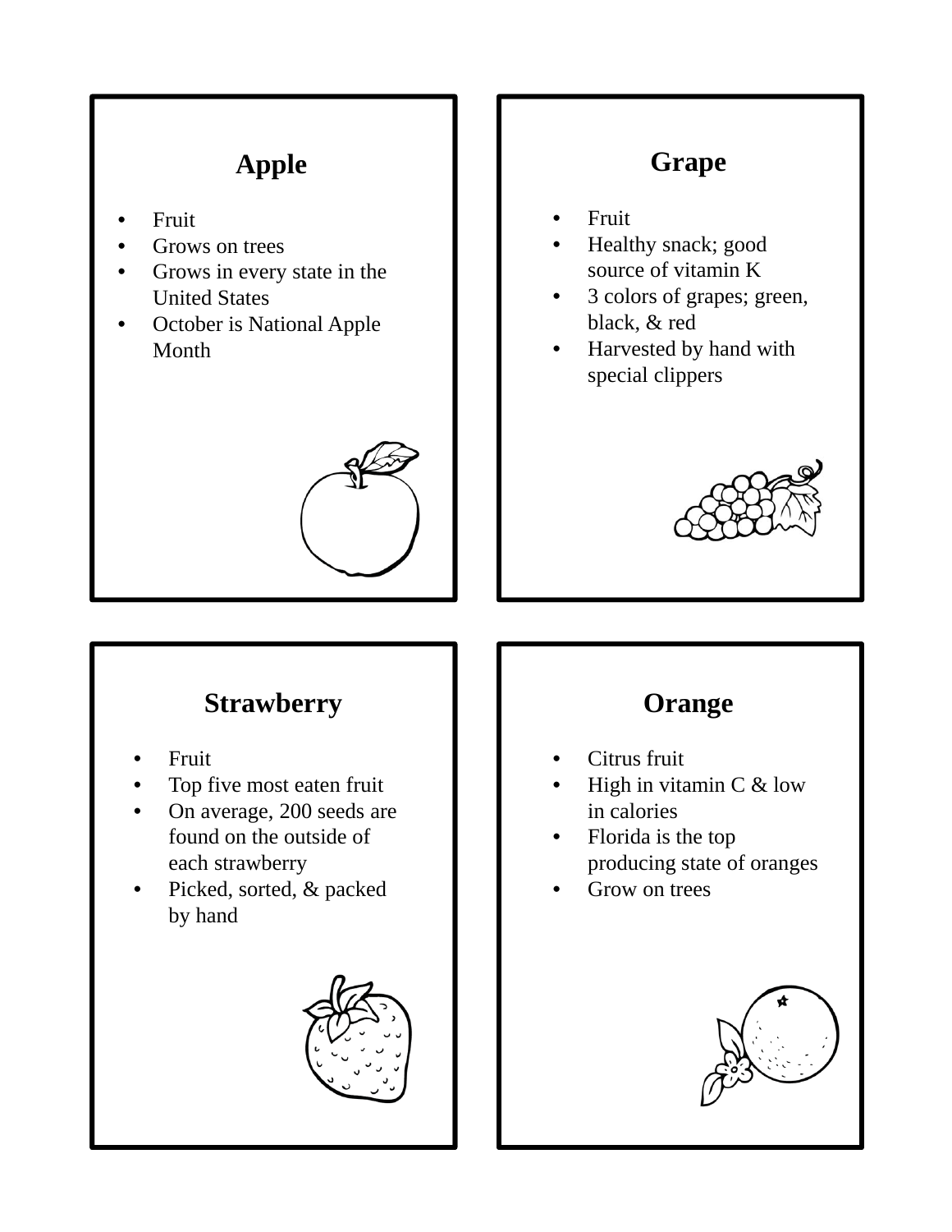## Apple

- Fruit
- Grows on trees
- Grows in every state in the United States
- October is National Apple Month

## Grape

- Fruit
- Healthy snack; good source of vitamin K
- 3 colors of grapes; green, black, & red
- Harvested by hand with special clippers

## Strawberry

- Fruit
- Top five most eaten fruit
- On average, 200 seeds are found on the outside of each strawberry
- Picked, sorted, & packed by hand

## Orange

- Citrus fruit
- High in vitamin C & low in calories
- Florida is the top producing state of oranges
- Grow on trees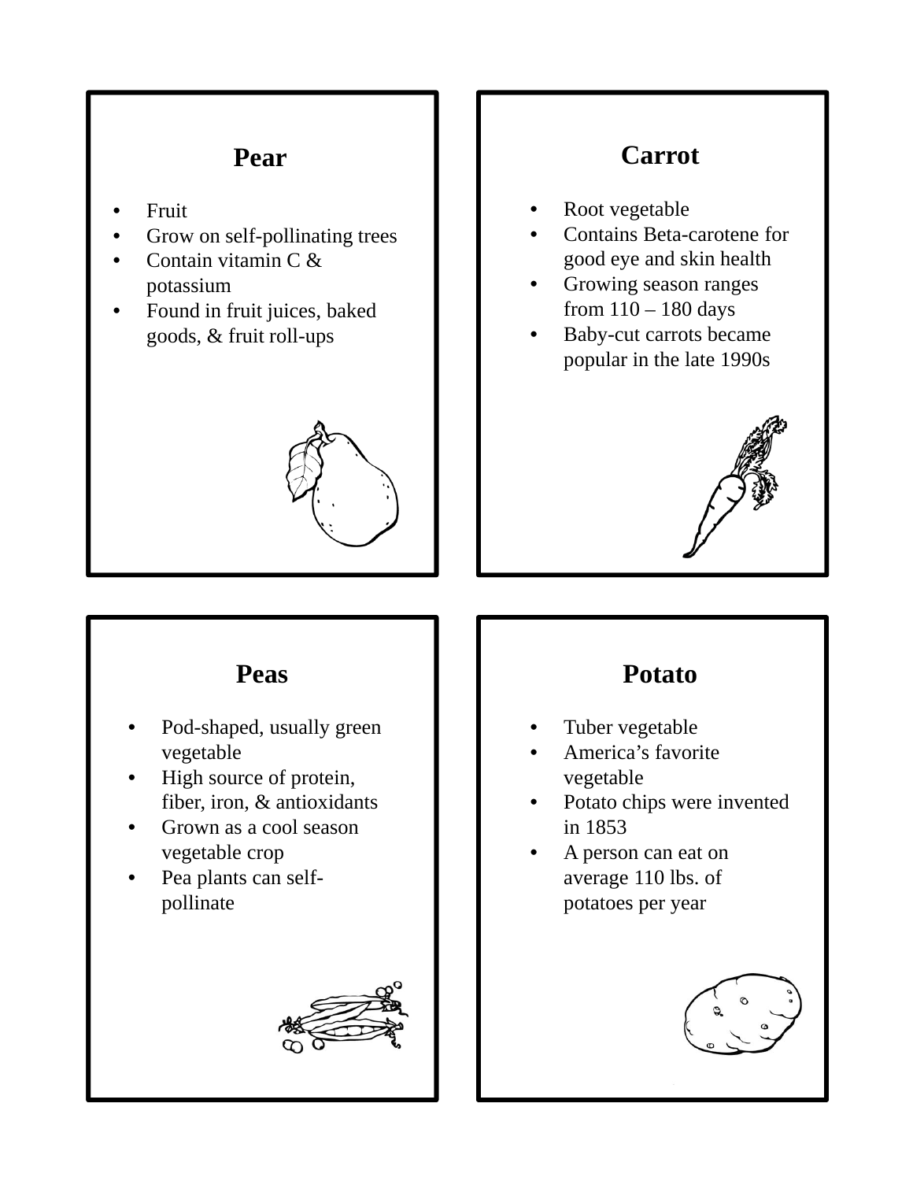## Pear

- Fruit
- Grow on self-pollinating trees
- Contain vitamin C & potassium
- Found in fruit juices, baked goods, & fruit roll-ups

## Carrot

- Root vegetable
- Contains Beta-carotene for good eye and skin health
- Growing season ranges from 110 – 180 days
- Baby-cut carrots became popular in the late 1990s

## Peas

- Pod-shaped, usually green vegetable
- High source of protein, fiber, iron, & antioxidants
- Grown as a cool season vegetable crop
- Pea plants can self-pollinate

## Potato

- Tuber vegetable
- America's favorite vegetable
- Potato chips were invented in 1853
- A person can eat on average 110 lbs. of potatoes per year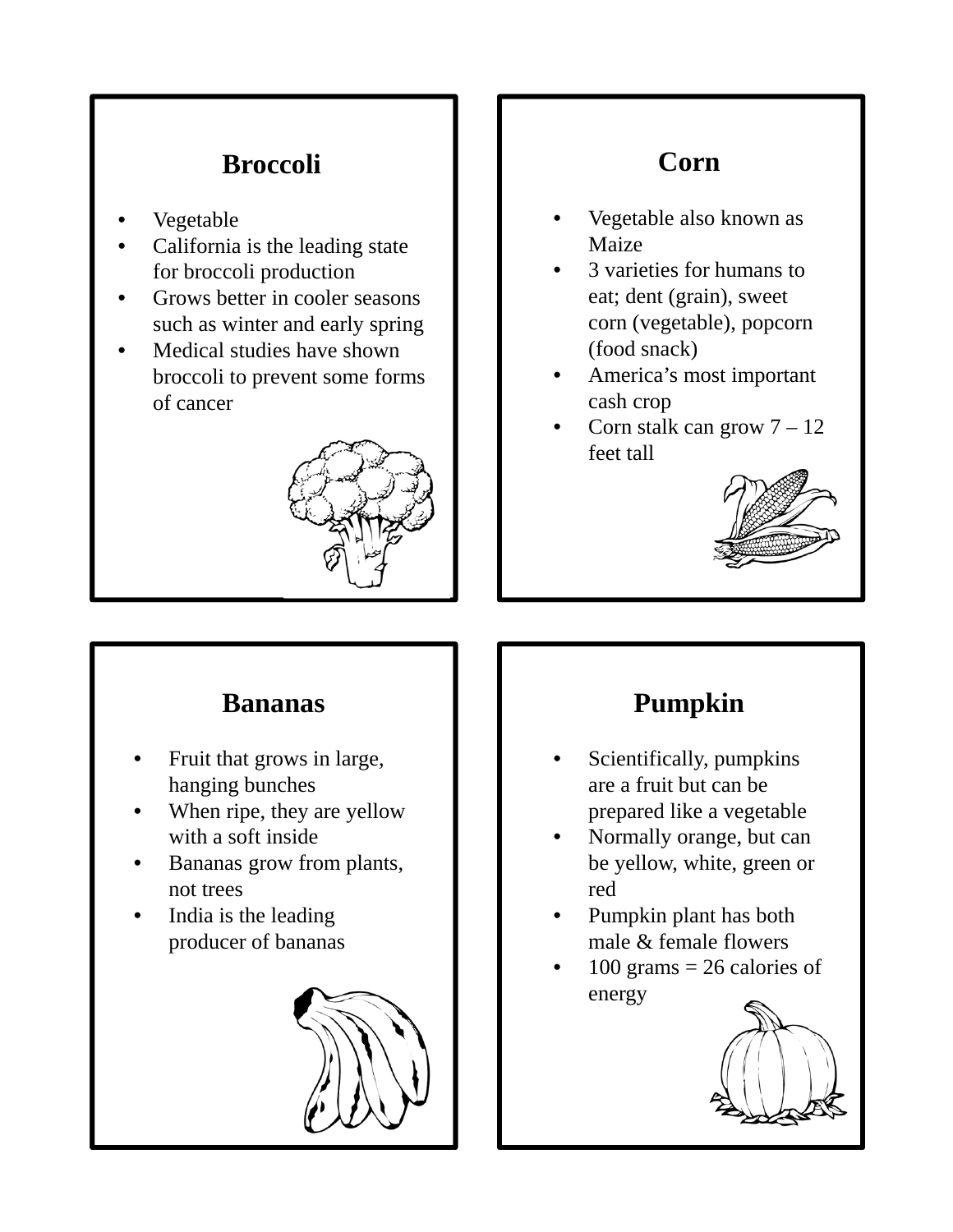## Broccoli

- Vegetable
- California is the leading state for broccoli production
- Grows better in cooler seasons such as winter and early spring
- Medical studies have shown broccoli to prevent some forms of cancer

## Corn

- Vegetable also known as Maize
- 3 varieties for humans to eat; dent (grain), sweet corn (vegetable), popcorn (food snack)
- America's most important cash crop
- Corn stalk can grow 7 – 12 feet tall

## Bananas

- Fruit that grows in large, hanging bunches
- When ripe, they are yellow with a soft inside
- Bananas grow from plants, not trees
- India is the leading producer of bananas

## Pumpkin

- Scientifically, pumpkins are a fruit but can be prepared like a vegetable
- Normally orange, but can be yellow, white, green or red
- Pumpkin plant has both male & female flowers
- 100 grams = 26 calories of energy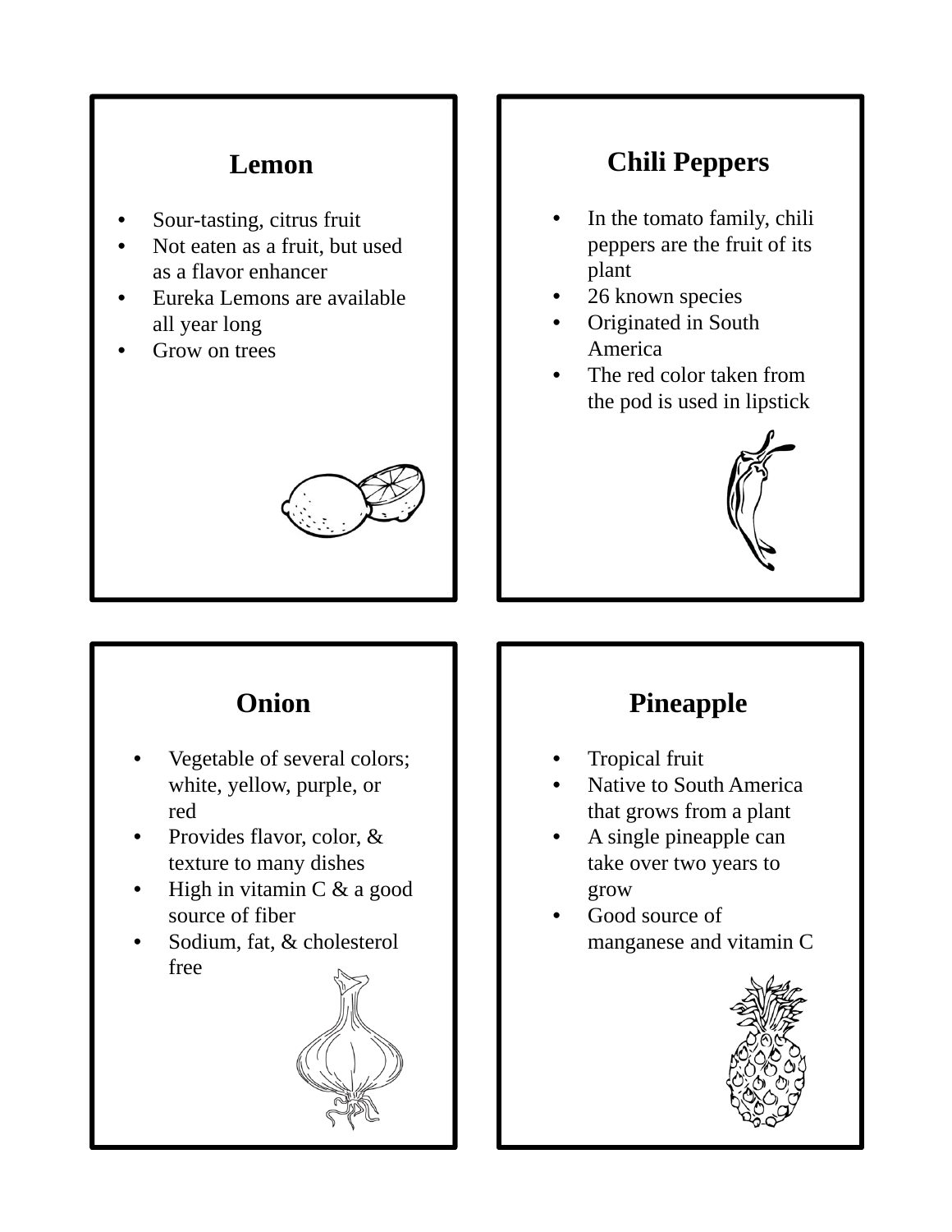## Lemon

- Sour-tasting, citrus fruit
- Not eaten as a fruit, but used as a flavor enhancer
- Eureka Lemons are available all year long
- Grow on trees

## Chili Peppers

- In the tomato family, chili peppers are the fruit of its plant
- 26 known species
- Originated in South America
- The red color taken from the pod is used in lipstick

## Onion

- Vegetable of several colors; white, yellow, purple, or red
- Provides flavor, color, & texture to many dishes
- High in vitamin C & a good source of fiber
- Sodium, fat, & cholesterol free

## Pineapple

- Tropical fruit
- Native to South America that grows from a plant
- A single pineapple can take over two years to grow
- Good source of manganese and vitamin C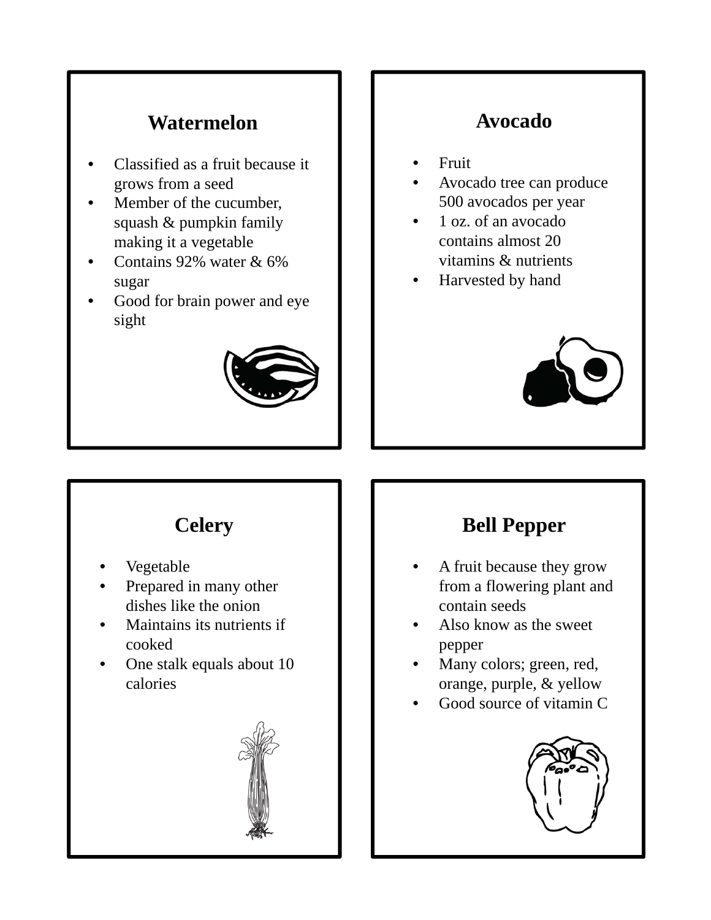## Watermelon

- Classified as a fruit because it grows from a seed
- Member of the cucumber, squash & pumpkin family making it a vegetable
- Contains 92% water & 6% sugar
- Good for brain power and eye sight

## Avocado

- Fruit
- Avocado tree can produce 500 avocados per year
- 1 oz. of an avocado contains almost 20 vitamins & nutrients
- Harvested by hand

## Celery

- Vegetable
- Prepared in many other dishes like the onion
- Maintains its nutrients if cooked
- One stalk equals about 10 calories

## Bell Pepper

- A fruit because they grow from a flowering plant and contain seeds
- Also know as the sweet pepper
- Many colors; green, red, orange, purple, & yellow
- Good source of vitamin C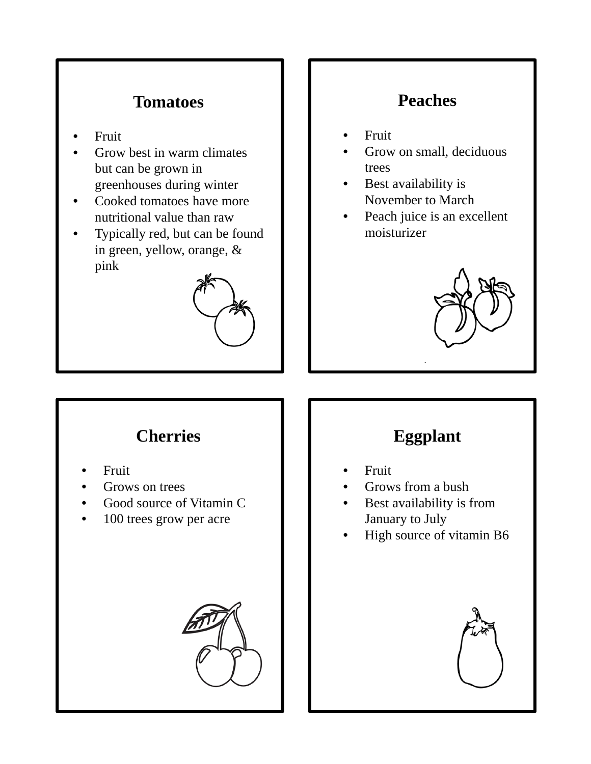## Tomatoes

- Fruit
- Grow best in warm climates but can be grown in greenhouses during winter
- Cooked tomatoes have more nutritional value than raw
- Typically red, but can be found in green, yellow, orange, & pink

## Peaches

- Fruit
- Grow on small, deciduous trees
- Best availability is November to March
- Peach juice is an excellent moisturizer

## Cherries

- Fruit
- Grows on trees
- Good source of Vitamin C
- 100 trees grow per acre

## Eggplant

- Fruit
- Grows from a bush
- Best availability is from January to July
- High source of vitamin B6